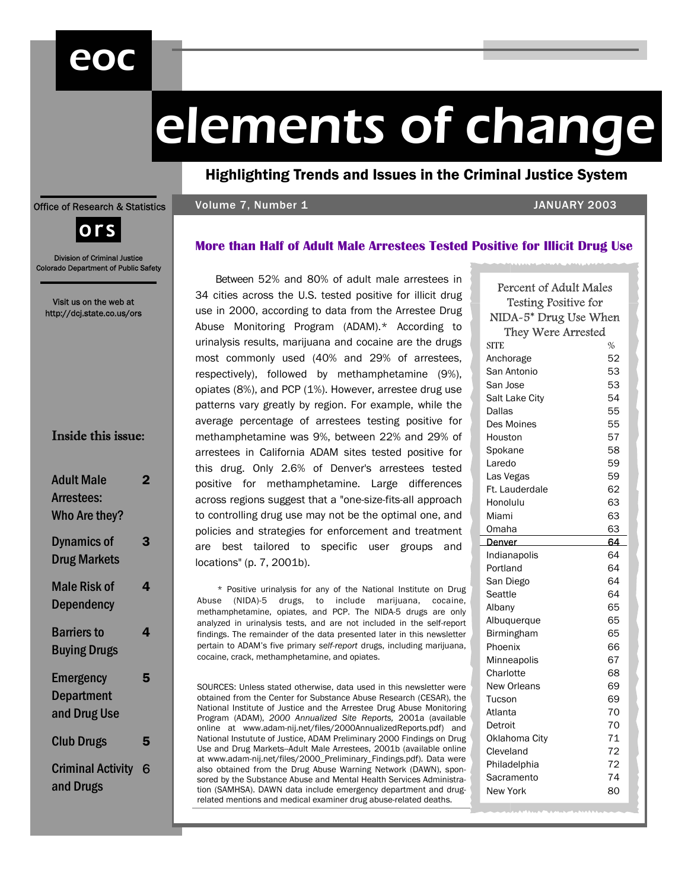# elements of change

**Highlighting Trends and Issues in the Criminal Justice System**

eoc

Office of Research & Statistics

ors

Division of Criminal Justice
Colorado Department of Public Safety

Visit us on the web at
http://dcj.state.co.us/ors

Volume 7, Number 1 — JANUARY 2003

### Inside this issue:

| | |
|---|---|
| Adult Male Arrestees: Who Are they? | 2 |
| Dynamics of Drug Markets | 3 |
| Male Risk of Dependency | 4 |
| Barriers to Buying Drugs | 4 |
| Emergency Department and Drug Use | 5 |
| Club Drugs | 5 |
| Criminal Activity and Drugs | 6 |

## More than Half of Adult Male Arrestees Tested Positive for Illicit Drug Use

Between 52% and 80% of adult male arrestees in 34 cities across the U.S. tested positive for illicit drug use in 2000, according to data from the Arrestee Drug Abuse Monitoring Program (ADAM).* According to urinalysis results, marijuana and cocaine are the drugs most commonly used (40% and 29% of arrestees, respectively), followed by methamphetamine (9%), opiates (8%), and PCP (1%). However, arrestee drug use patterns vary greatly by region. For example, while the average percentage of arrestees testing positive for methamphetamine was 9%, between 22% and 29% of arrestees in California ADAM sites tested positive for this drug. Only 2.6% of Denver's arrestees tested positive for methamphetamine. Large differences across regions suggest that a "one-size-fits-all approach to controlling drug use may not be the optimal one, and policies and strategies for enforcement and treatment are best tailored to specific user groups and locations" (p. 7, 2001b).

\* Positive urinalysis for any of the National Institute on Drug Abuse (NIDA)-5 drugs, to include marijuana, cocaine, methamphetamine, opiates, and PCP. The NIDA-5 drugs are only analyzed in urinalysis tests, and are not included in the self-report findings. The remainder of the data presented later in this newsletter pertain to ADAM's five primary *self-report* drugs, including marijuana, cocaine, crack, methamphetamine, and opiates.

SOURCES: Unless stated otherwise, data used in this newsletter were obtained from the Center for Substance Abuse Research (CESAR), the National Institute of Justice and the Arrestee Drug Abuse Monitoring Program (ADAM), *2000 Annualized Site Reports,* 2001a (available online at www.adam-nij.net/files/2000AnnualizedReports.pdf) and National Instutute of Justice, ADAM Preliminary 2000 Findings on Drug Use and Drug Markets--Adult Male Arrestees, 2001b (available online at www.adam-nij.net/files/2000_Preliminary_Findings.pdf). Data were also obtained from the Drug Abuse Warning Network (DAWN), sponsored by the Substance Abuse and Mental Health Services Administration (SAMHSA). DAWN data include emergency department and drug-related mentions and medical examiner drug abuse-related deaths.

**Percent of Adult Males Testing Positive for NIDA-5* Drug Use When They Were Arrested**

| SITE | % |
|---|---|
| Anchorage | 52 |
| San Antonio | 53 |
| San Jose | 53 |
| Salt Lake City | 54 |
| Dallas | 55 |
| Des Moines | 55 |
| Houston | 57 |
| Spokane | 58 |
| Laredo | 59 |
| Las Vegas | 59 |
| Ft. Lauderdale | 62 |
| Honolulu | 63 |
| Miami | 63 |
| Omaha | 63 |
| Denver | 64 |
| Indianapolis | 64 |
| Portland | 64 |
| San Diego | 64 |
| Seattle | 64 |
| Albany | 65 |
| Albuquerque | 65 |
| Birmingham | 65 |
| Phoenix | 66 |
| Minneapolis | 67 |
| Charlotte | 68 |
| New Orleans | 69 |
| Tucson | 69 |
| Atlanta | 70 |
| Detroit | 70 |
| Oklahoma City | 71 |
| Cleveland | 72 |
| Philadelphia | 72 |
| Sacramento | 74 |
| New York | 80 |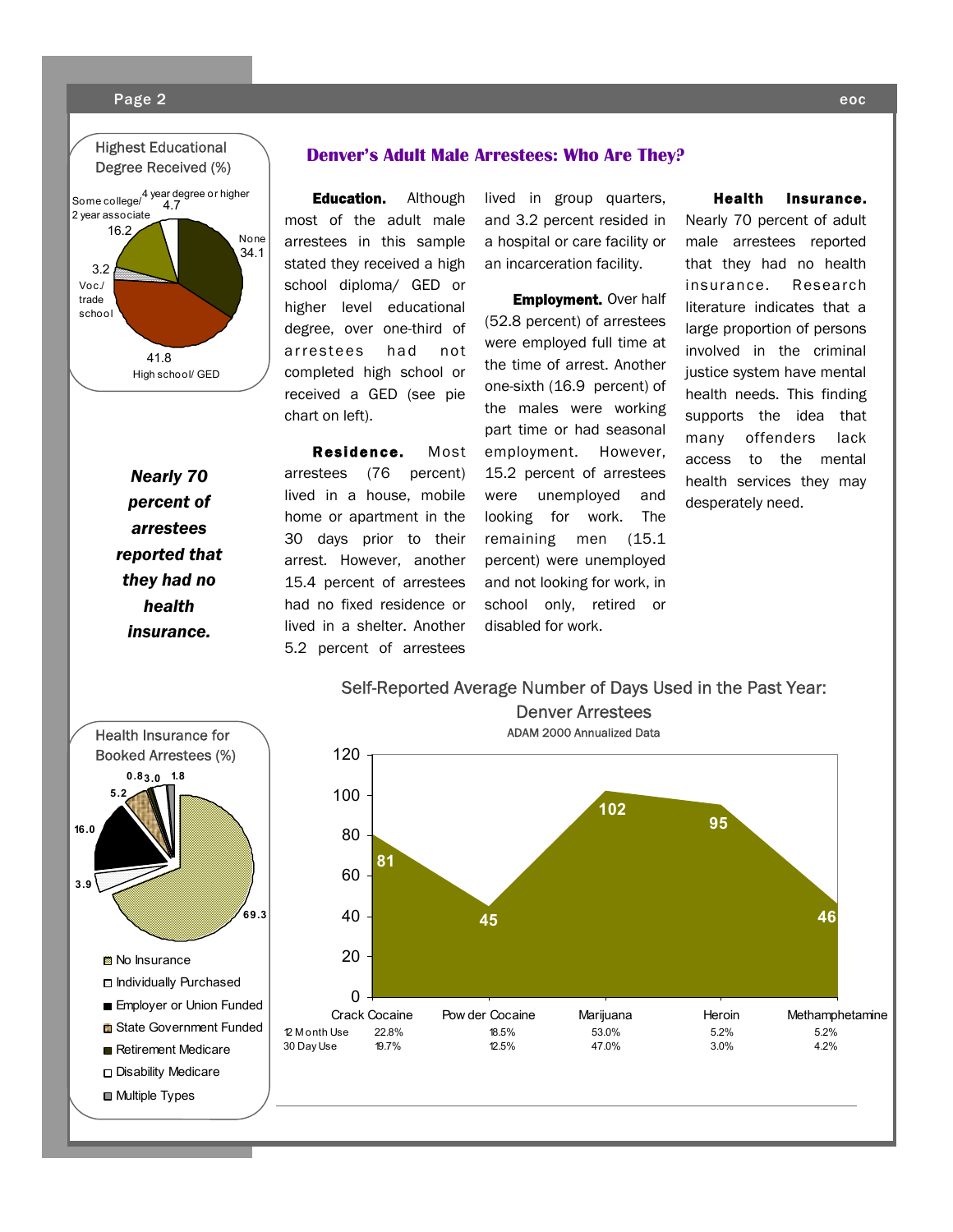## Denver's Adult Male Arrestees: Who Are They?

**Education.** Although most of the adult male arrestees in this sample stated they received a high school diploma/ GED or higher level educational degree, over one-third of arrestees had not completed high school or received a GED (see pie chart on left).

**Residence.** Most arrestees (76 percent) lived in a house, mobile home or apartment in the 30 days prior to their arrest. However, another 15.4 percent of arrestees had no fixed residence or lived in a shelter. Another 5.2 percent of arrestees lived in group quarters, and 3.2 percent resided in a hospital or care facility or an incarceration facility.

**Employment.** Over half (52.8 percent) of arrestees were employed full time at the time of arrest. Another one-sixth (16.9 percent) of the males were working part time or had seasonal employment. However, 15.2 percent of arrestees were unemployed and looking for work. The remaining men (15.1 percent) were unemployed and not looking for work, in school only, retired or disabled for work.

**Health Insurance.** Nearly 70 percent of adult male arrestees reported that they had no health insurance. Research literature indicates that a large proportion of persons involved in the criminal justice system have mental health needs. This finding supports the idea that many offenders lack access to the mental health services they may desperately need.

***Nearly 70 percent of arrestees reported that they had no health insurance.***

**Highest Educational Degree Received (%)**

| Degree | % |
|---|---|
| None | 34.1 |
| High school/ GED | 41.8 |
| Voc./ trade school | 3.2 |
| Some college/ 2 year associate | 16.2 |
| 4 year degree or higher | 4.7 |

**Health Insurance for Booked Arrestees (%)**

| Type | % |
|---|---|
| No Insurance | 69.3 |
| Individually Purchased | 3.9 |
| Employer or Union Funded | 16.0 |
| State Government Funded | 5.2 |
| Retirement Medicare | 0.8 |
| Disability Medicare | 3.0 |
| Multiple Types | 1.8 |

**Self-Reported Average Number of Days Used in the Past Year: Denver Arrestees**
ADAM 2000 Annualized Data

| | Crack Cocaine | Powder Cocaine | Marijuana | Heroin | Methamphetamine |
|---|---|---|---|---|---|
| Average days used | 81 | 45 | 102 | 95 | 46 |
| 12 Month Use | 22.8% | 18.5% | 53.0% | 5.2% | 5.2% |
| 30 Day Use | 19.7% | 12.5% | 47.0% | 3.0% | 4.2% |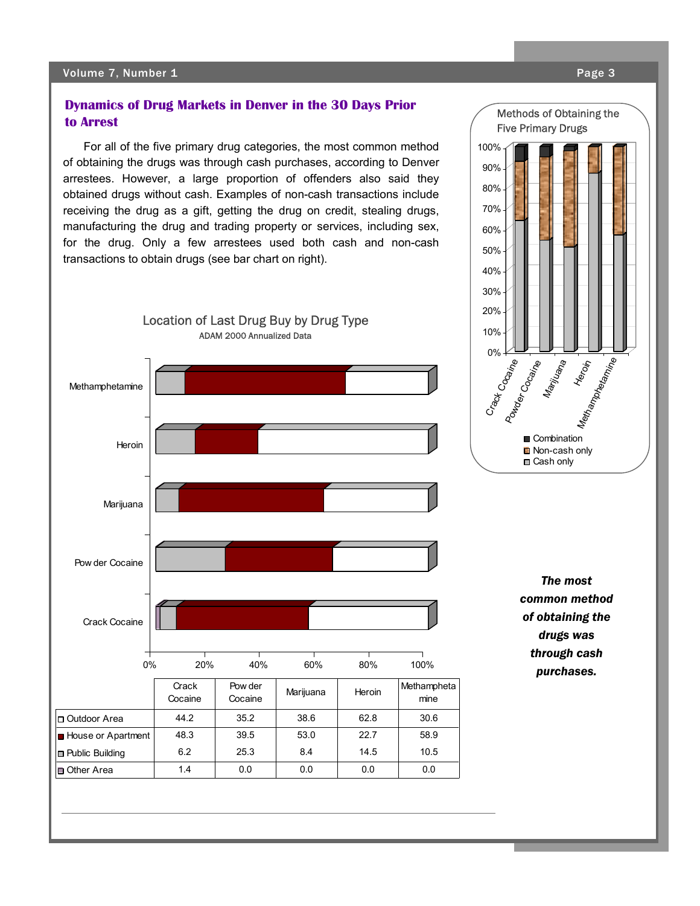## Dynamics of Drug Markets in Denver in the 30 Days Prior to Arrest

For all of the five primary drug categories, the most common method of obtaining the drugs was through cash purchases, according to Denver arrestees. However, a large proportion of offenders also said they obtained drugs without cash. Examples of non-cash transactions include receiving the drug as a gift, getting the drug on credit, stealing drugs, manufacturing the drug and trading property or services, including sex, for the drug. Only a few arrestees used both cash and non-cash transactions to obtain drugs (see bar chart on right).

**Methods of Obtaining the Five Primary Drugs**

Location of Last Drug Buy by Drug Type

ADAM 2000 Annualized Data

| | Crack Cocaine | Powder Cocaine | Marijuana | Heroin | Methamphetamine |
|---|---|---|---|---|---|
| Outdoor Area | 44.2 | 35.2 | 38.6 | 62.8 | 30.6 |
| House or Apartment | 48.3 | 39.5 | 53.0 | 22.7 | 58.9 |
| Public Building | 6.2 | 25.3 | 8.4 | 14.5 | 10.5 |
| Other Area | 1.4 | 0.0 | 0.0 | 0.0 | 0.0 |

***The most common method of obtaining the drugs was through cash purchases.***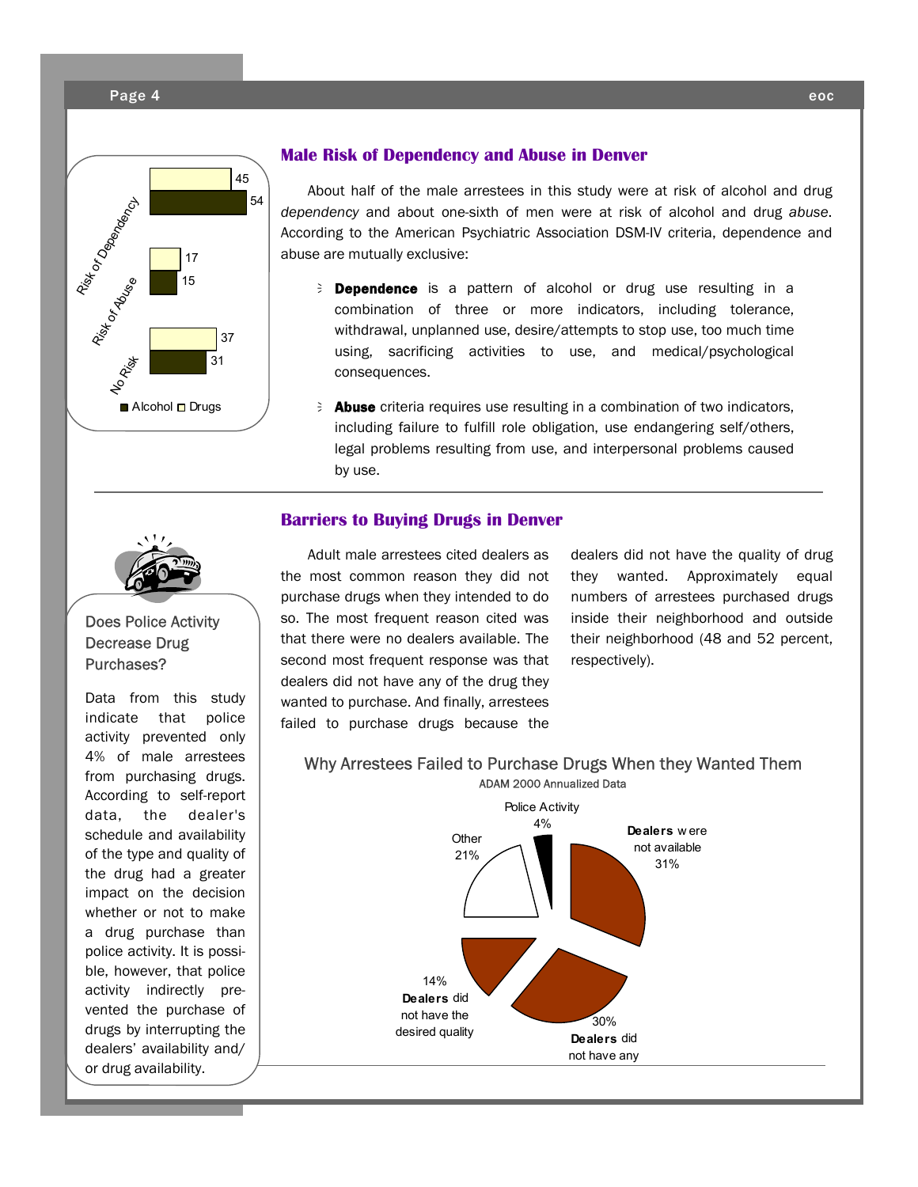## Male Risk of Dependency and Abuse in Denver

| | Alcohol | Drugs |
|---|---|---|
| Risk of Dependency | 54 | 45 |
| Risk of Abuse | 15 | 17 |
| No Risk | 31 | 37 |

About half of the male arrestees in this study were at risk of alcohol and drug *dependency* and about one-sixth of men were at risk of alcohol and drug *abuse*. According to the American Psychiatric Association DSM-IV criteria, dependence and abuse are mutually exclusive:

- **Dependence** is a pattern of alcohol or drug use resulting in a combination of three or more indicators, including tolerance, withdrawal, unplanned use, desire/attempts to stop use, too much time using, sacrificing activities to use, and medical/psychological consequences.
- **Abuse** criteria requires use resulting in a combination of two indicators, including failure to fulfill role obligation, use endangering self/others, legal problems resulting from use, and interpersonal problems caused by use.

## Barriers to Buying Drugs in Denver

Adult male arrestees cited dealers as the most common reason they did not purchase drugs when they intended to do so. The most frequent reason cited was that there were no dealers available. The second most frequent response was that dealers did not have any of the drug they wanted to purchase. And finally, arrestees failed to purchase drugs because the dealers did not have the quality of drug they wanted. Approximately equal numbers of arrestees purchased drugs inside their neighborhood and outside their neighborhood (48 and 52 percent, respectively).

### Why Arrestees Failed to Purchase Drugs When they Wanted Them

ADAM 2000 Annualized Data

| Reason | Percent |
|---|---|
| **Dealers** were not available | 31% |
| **Dealers** did not have any | 30% |
| **Dealers** did not have the desired quality | 14% |
| Other | 21% |
| Police Activity | 4% |

### Does Police Activity Decrease Drug Purchases?

Data from this study indicate that police activity prevented only 4% of male arrestees from purchasing drugs. According to self-report data, the dealer's schedule and availability of the type and quality of the drug had a greater impact on the decision whether or not to make a drug purchase than police activity. It is possible, however, that police activity indirectly prevented the purchase of drugs by interrupting the dealers' availability and/or drug availability.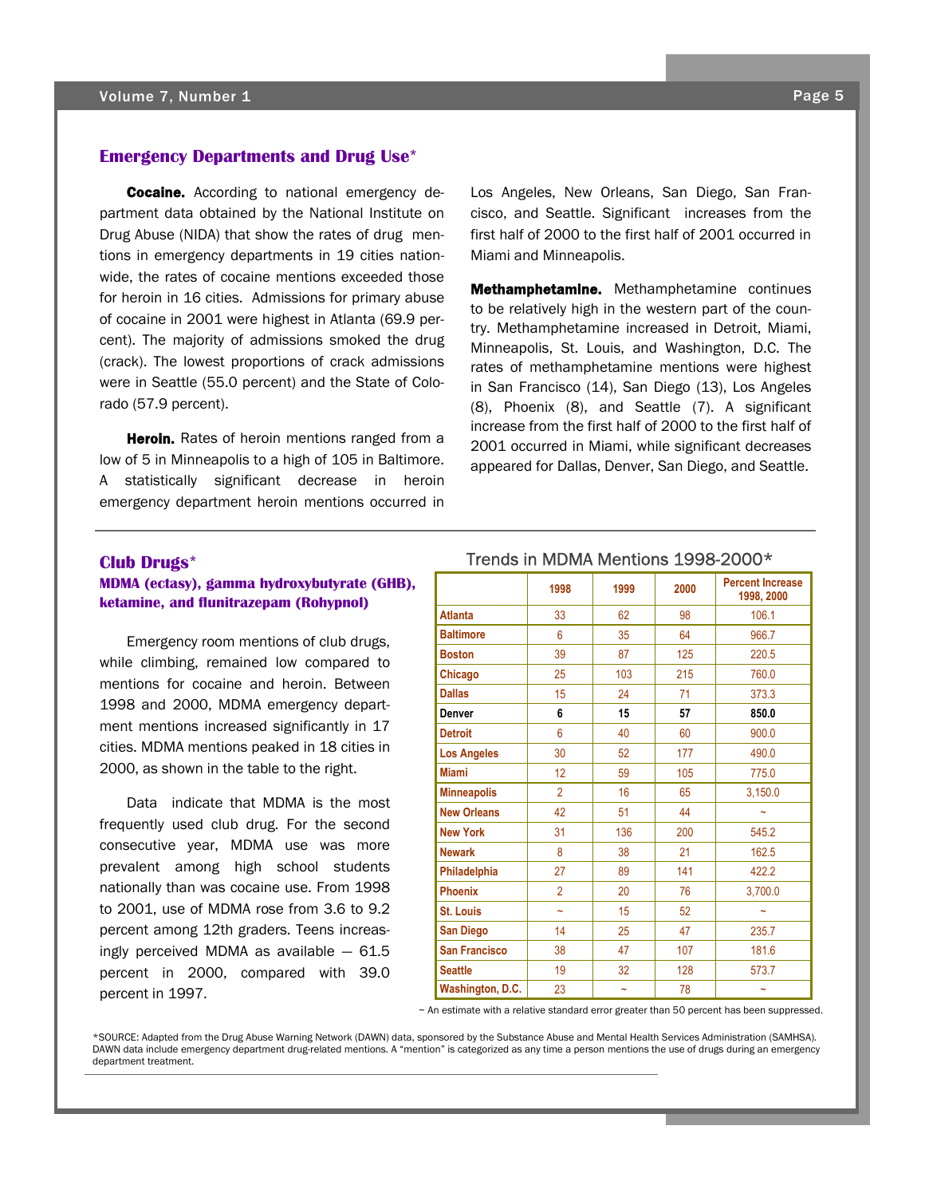## Emergency Departments and Drug Use*

**Cocaine.** According to national emergency department data obtained by the National Institute on Drug Abuse (NIDA) that show the rates of drug mentions in emergency departments in 19 cities nationwide, the rates of cocaine mentions exceeded those for heroin in 16 cities. Admissions for primary abuse of cocaine in 2001 were highest in Atlanta (69.9 percent). The majority of admissions smoked the drug (crack). The lowest proportions of crack admissions were in Seattle (55.0 percent) and the State of Colorado (57.9 percent).

**Heroin.** Rates of heroin mentions ranged from a low of 5 in Minneapolis to a high of 105 in Baltimore. A statistically significant decrease in heroin emergency department heroin mentions occurred in Los Angeles, New Orleans, San Diego, San Francisco, and Seattle. Significant increases from the first half of 2000 to the first half of 2001 occurred in Miami and Minneapolis.

**Methamphetamine.** Methamphetamine continues to be relatively high in the western part of the country. Methamphetamine increased in Detroit, Miami, Minneapolis, St. Louis, and Washington, D.C. The rates of methamphetamine mentions were highest in San Francisco (14), San Diego (13), Los Angeles (8), Phoenix (8), and Seattle (7). A significant increase from the first half of 2000 to the first half of 2001 occurred in Miami, while significant decreases appeared for Dallas, Denver, San Diego, and Seattle.

## Club Drugs*

### MDMA (ectasy), gamma hydroxybutyrate (GHB), ketamine, and flunitrazepam (Rohypnol)

Emergency room mentions of club drugs, while climbing, remained low compared to mentions for cocaine and heroin. Between 1998 and 2000, MDMA emergency department mentions increased significantly in 17 cities. MDMA mentions peaked in 18 cities in 2000, as shown in the table to the right.

Data indicate that MDMA is the most frequently used club drug. For the second consecutive year, MDMA use was more prevalent among high school students nationally than was cocaine use. From 1998 to 2001, use of MDMA rose from 3.6 to 9.2 percent among 12th graders. Teens increasingly perceived MDMA as available — 61.5 percent in 2000, compared with 39.0 percent in 1997.

**Trends in MDMA Mentions 1998-2000***

| | 1998 | 1999 | 2000 | Percent Increase 1998, 2000 |
|---|---|---|---|---|
| Atlanta | 33 | 62 | 98 | 106.1 |
| Baltimore | 6 | 35 | 64 | 966.7 |
| Boston | 39 | 87 | 125 | 220.5 |
| Chicago | 25 | 103 | 215 | 760.0 |
| Dallas | 15 | 24 | 71 | 373.3 |
| **Denver** | **6** | **15** | **57** | **850.0** |
| Detroit | 6 | 40 | 60 | 900.0 |
| Los Angeles | 30 | 52 | 177 | 490.0 |
| Miami | 12 | 59 | 105 | 775.0 |
| Minneapolis | 2 | 16 | 65 | 3,150.0 |
| New Orleans | 42 | 51 | 44 | ~ |
| New York | 31 | 136 | 200 | 545.2 |
| Newark | 8 | 38 | 21 | 162.5 |
| Philadelphia | 27 | 89 | 141 | 422.2 |
| Phoenix | 2 | 20 | 76 | 3,700.0 |
| St. Louis | ~ | 15 | 52 | ~ |
| San Diego | 14 | 25 | 47 | 235.7 |
| San Francisco | 38 | 47 | 107 | 181.6 |
| Seattle | 19 | 32 | 128 | 573.7 |
| Washington, D.C. | 23 | ~ | 78 | ~ |

~ An estimate with a relative standard error greater than 50 percent has been suppressed.

*SOURCE: Adapted from the Drug Abuse Warning Network (DAWN) data, sponsored by the Substance Abuse and Mental Health Services Administration (SAMHSA). DAWN data include emergency department drug-related mentions. A "mention" is categorized as any time a person mentions the use of drugs during an emergency department treatment.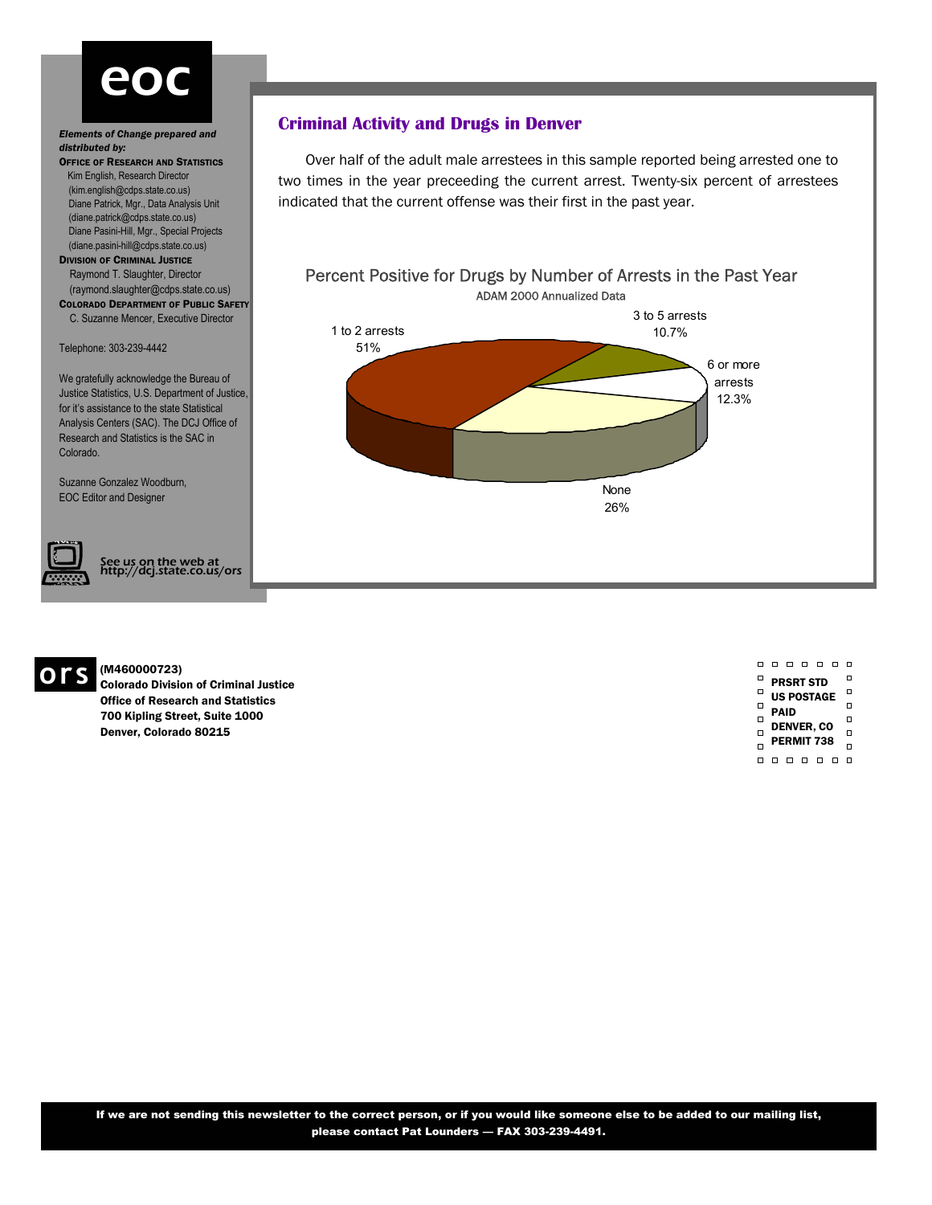# eoc

*Elements of Change prepared and distributed by:*

**Office of Research and Statistics**
Kim English, Research Director
(kim.english@cdps.state.co.us)
Diane Patrick, Mgr., Data Analysis Unit
(diane.patrick@cdps.state.co.us)
Diane Pasini-Hill, Mgr., Special Projects
(diane.pasini-hill@cdps.state.co.us)

**Division of Criminal Justice**
Raymond T. Slaughter, Director
(raymond.slaughter@cdps.state.co.us)

**Colorado Department of Public Safety**
C. Suzanne Mencer, Executive Director

Telephone: 303-239-4442

We gratefully acknowledge the Bureau of Justice Statistics, U.S. Department of Justice, for it's assistance to the state Statistical Analysis Centers (SAC). The DCJ Office of Research and Statistics is the SAC in Colorado.

Suzanne Gonzalez Woodburn,
EOC Editor and Designer

See us on the web at
http://dcj.state.co.us/ors

## Criminal Activity and Drugs in Denver

Over half of the adult male arrestees in this sample reported being arrested one to two times in the year preceeding the current arrest. Twenty-six percent of arrestees indicated that the current offense was their first in the past year.

Percent Positive for Drugs by Number of Arrests in the Past Year

ADAM 2000 Annualized Data

1 to 2 arrests
51%

3 to 5 arrests
10.7%

6 or more arrests
12.3%

None
26%

**ors**

**(M460000723)**
**Colorado Division of Criminal Justice**
**Office of Research and Statistics**
**700 Kipling Street, Suite 1000**
**Denver, Colorado 80215**

**PRSRT STD**
**US POSTAGE**
**PAID**
**DENVER, CO**
**PERMIT 738**

**If we are not sending this newsletter to the correct person, or if you would like someone else to be added to our mailing list, please contact Pat Lounders — FAX 303-239-4491.**